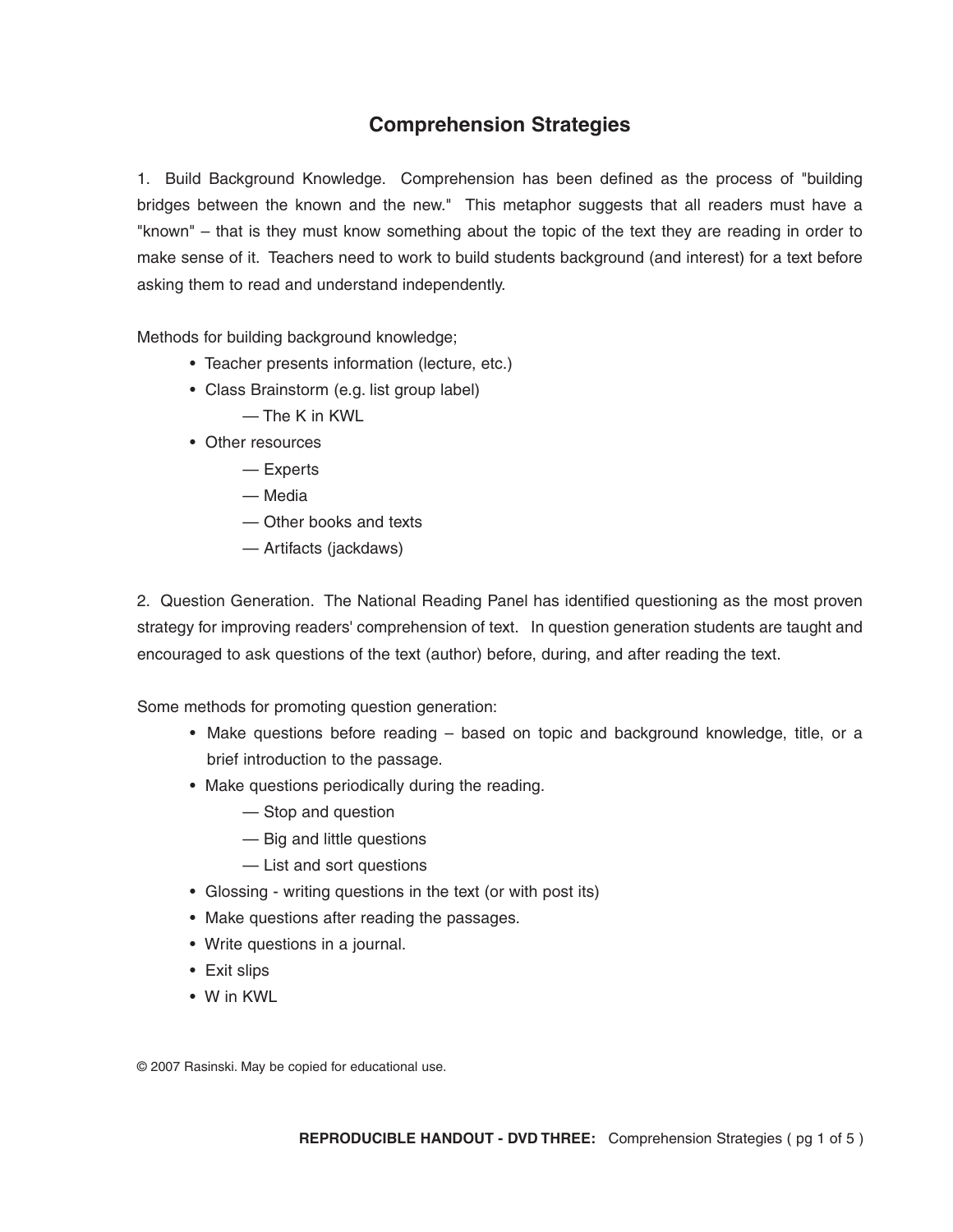# Comprehension Strategies

1. Build Background Knowledge. Comprehension has been defined as the process of "building bridges between the known and the new." This metaphor suggests that all readers must have a "known" – that is they must know something about the topic of the text they are reading in order to make sense of it. Teachers need to work to build students background (and interest) for a text before asking them to read and understand independently.

Methods for building background knowledge;

- Teacher presents information (lecture, etc.)
- Class Brainstorm (e.g. list group label)
  - — The K in KWL
- Other resources
  - — Experts
  - — Media
  - — Other books and texts
  - — Artifacts (jackdaws)

2. Question Generation. The National Reading Panel has identified questioning as the most proven strategy for improving readers' comprehension of text. In question generation students are taught and encouraged to ask questions of the text (author) before, during, and after reading the text.

Some methods for promoting question generation:

- Make questions before reading – based on topic and background knowledge, title, or a brief introduction to the passage.
- Make questions periodically during the reading.
  - — Stop and question
  - — Big and little questions
  - — List and sort questions
- Glossing - writing questions in the text (or with post its)
- Make questions after reading the passages.
- Write questions in a journal.
- Exit slips
- W in KWL

© 2007 Rasinski. May be copied for educational use.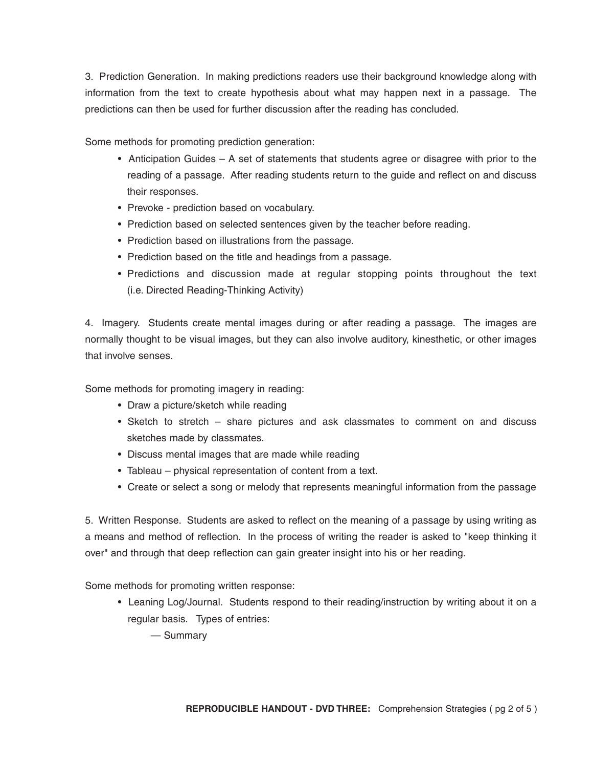3. Prediction Generation. In making predictions readers use their background knowledge along with information from the text to create hypothesis about what may happen next in a passage. The predictions can then be used for further discussion after the reading has concluded.

Some methods for promoting prediction generation:

- Anticipation Guides – A set of statements that students agree or disagree with prior to the reading of a passage. After reading students return to the guide and reflect on and discuss their responses.
- Prevoke - prediction based on vocabulary.
- Prediction based on selected sentences given by the teacher before reading.
- Prediction based on illustrations from the passage.
- Prediction based on the title and headings from a passage.
- Predictions and discussion made at regular stopping points throughout the text (i.e. Directed Reading-Thinking Activity)

4. Imagery. Students create mental images during or after reading a passage. The images are normally thought to be visual images, but they can also involve auditory, kinesthetic, or other images that involve senses.

Some methods for promoting imagery in reading:

- Draw a picture/sketch while reading
- Sketch to stretch – share pictures and ask classmates to comment on and discuss sketches made by classmates.
- Discuss mental images that are made while reading
- Tableau – physical representation of content from a text.
- Create or select a song or melody that represents meaningful information from the passage

5. Written Response. Students are asked to reflect on the meaning of a passage by using writing as a means and method of reflection. In the process of writing the reader is asked to "keep thinking it over" and through that deep reflection can gain greater insight into his or her reading.

Some methods for promoting written response:

- Leaning Log/Journal. Students respond to their reading/instruction by writing about it on a regular basis. Types of entries:
  - — Summary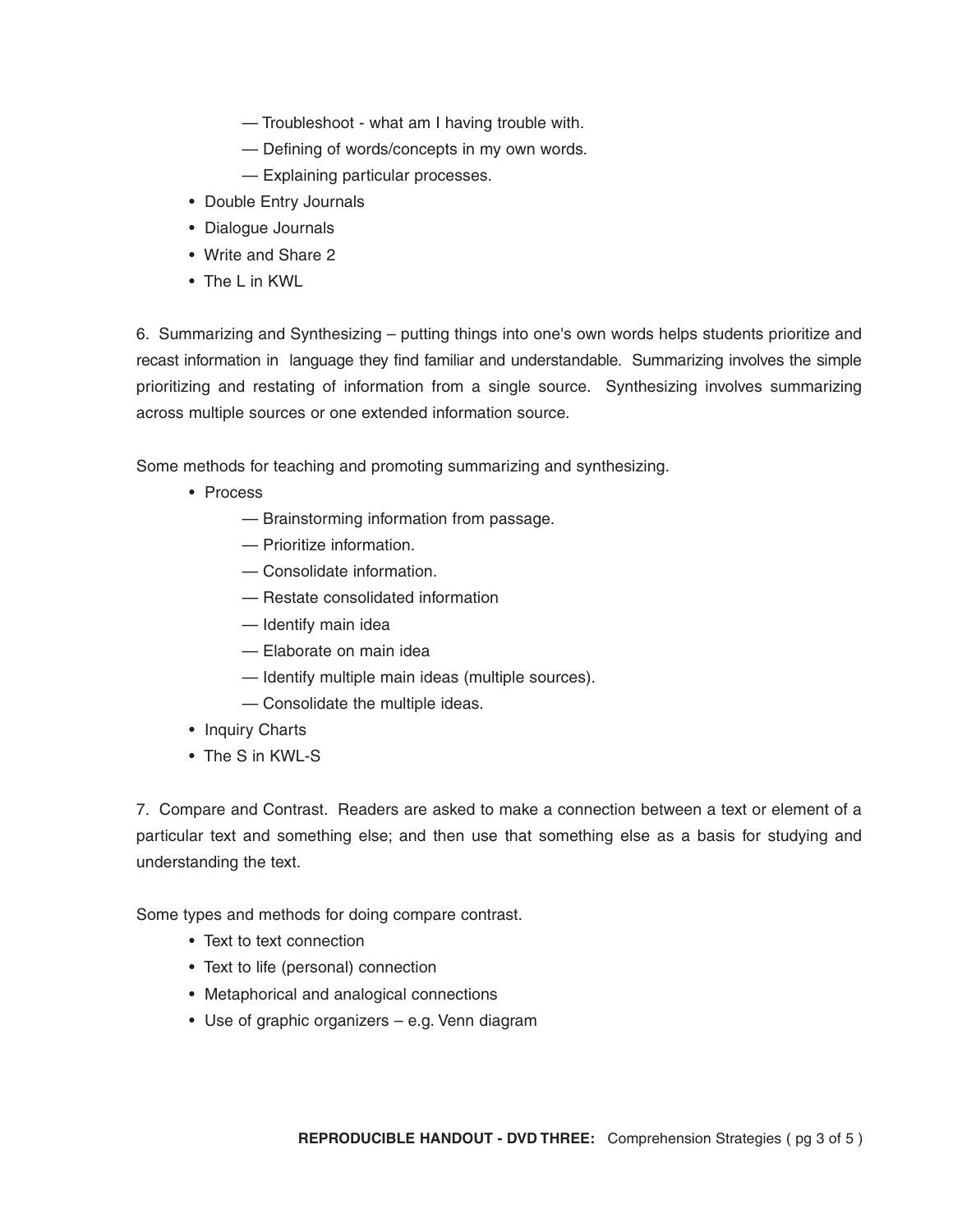- Troubleshoot - what am I having trouble with.
    - Defining of words/concepts in my own words.
    - Explaining particular processes.
- Double Entry Journals
- Dialogue Journals
- Write and Share 2
- The L in KWL

6. Summarizing and Synthesizing – putting things into one's own words helps students prioritize and recast information in language they find familiar and understandable. Summarizing involves the simple prioritizing and restating of information from a single source. Synthesizing involves summarizing across multiple sources or one extended information source.

Some methods for teaching and promoting summarizing and synthesizing.

- Process
    - Brainstorming information from passage.
    - Prioritize information.
    - Consolidate information.
    - Restate consolidated information
    - Identify main idea
    - Elaborate on main idea
    - Identify multiple main ideas (multiple sources).
    - Consolidate the multiple ideas.
- Inquiry Charts
- The S in KWL-S

7. Compare and Contrast. Readers are asked to make a connection between a text or element of a particular text and something else; and then use that something else as a basis for studying and understanding the text.

Some types and methods for doing compare contrast.

- Text to text connection
- Text to life (personal) connection
- Metaphorical and analogical connections
- Use of graphic organizers – e.g. Venn diagram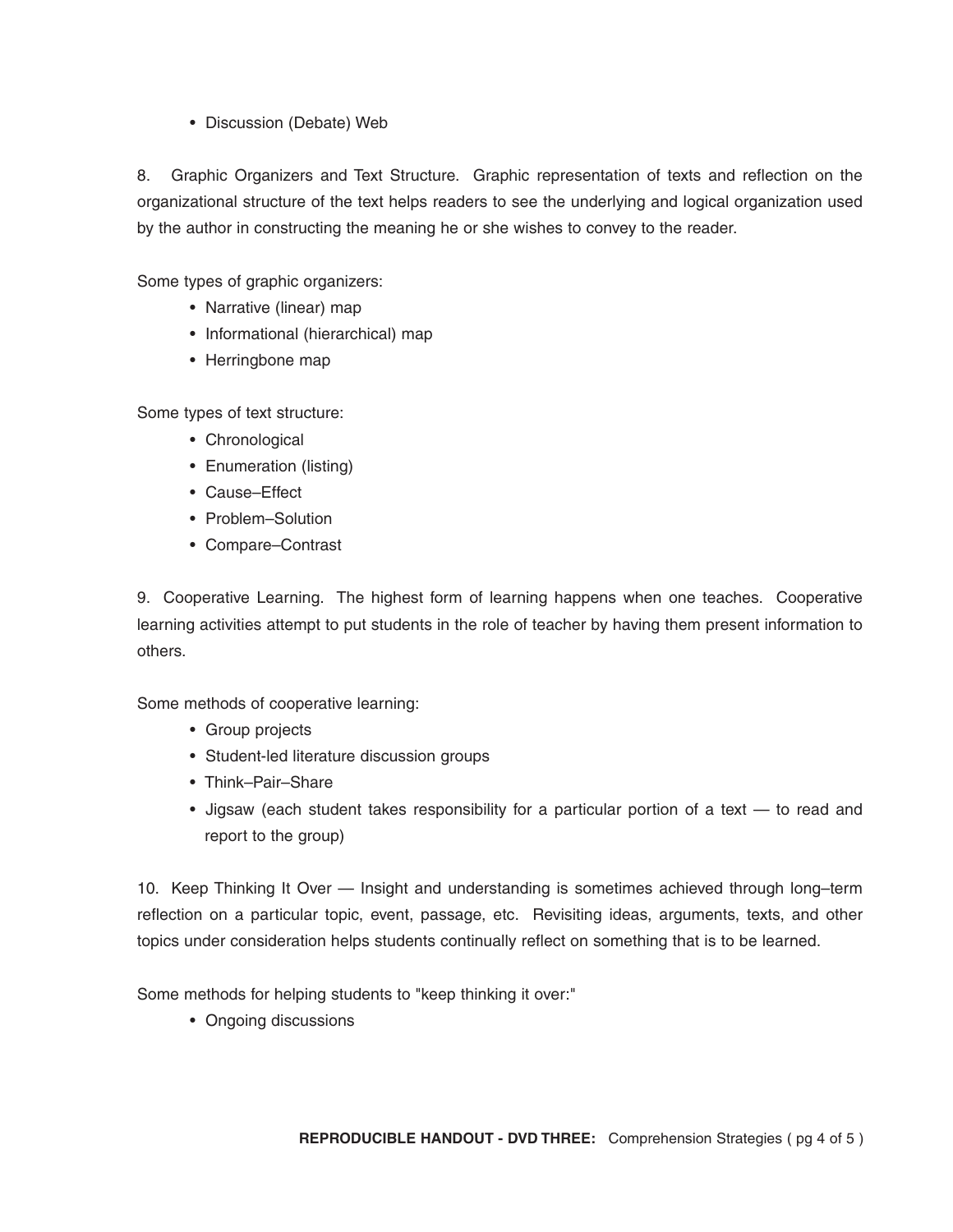- Discussion (Debate) Web

8. Graphic Organizers and Text Structure. Graphic representation of texts and reflection on the organizational structure of the text helps readers to see the underlying and logical organization used by the author in constructing the meaning he or she wishes to convey to the reader.

Some types of graphic organizers:

- Narrative (linear) map
- Informational (hierarchical) map
- Herringbone map

Some types of text structure:

- Chronological
- Enumeration (listing)
- Cause–Effect
- Problem–Solution
- Compare–Contrast

9. Cooperative Learning. The highest form of learning happens when one teaches. Cooperative learning activities attempt to put students in the role of teacher by having them present information to others.

Some methods of cooperative learning:

- Group projects
- Student-led literature discussion groups
- Think–Pair–Share
- Jigsaw (each student takes responsibility for a particular portion of a text — to read and report to the group)

10. Keep Thinking It Over — Insight and understanding is sometimes achieved through long–term reflection on a particular topic, event, passage, etc. Revisiting ideas, arguments, texts, and other topics under consideration helps students continually reflect on something that is to be learned.

Some methods for helping students to "keep thinking it over:"

- Ongoing discussions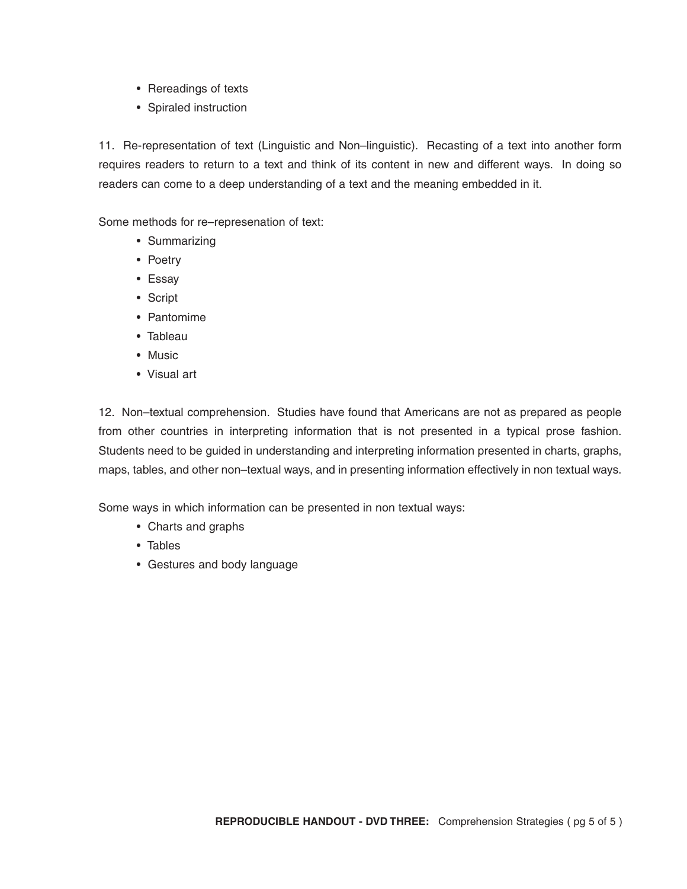- Rereadings of texts
- Spiraled instruction

11. Re-representation of text (Linguistic and Non–linguistic). Recasting of a text into another form requires readers to return to a text and think of its content in new and different ways. In doing so readers can come to a deep understanding of a text and the meaning embedded in it.

Some methods for re–represenation of text:

- Summarizing
- Poetry
- Essay
- Script
- Pantomime
- Tableau
- Music
- Visual art

12. Non–textual comprehension. Studies have found that Americans are not as prepared as people from other countries in interpreting information that is not presented in a typical prose fashion. Students need to be guided in understanding and interpreting information presented in charts, graphs, maps, tables, and other non–textual ways, and in presenting information effectively in non textual ways.

Some ways in which information can be presented in non textual ways:

- Charts and graphs
- Tables
- Gestures and body language